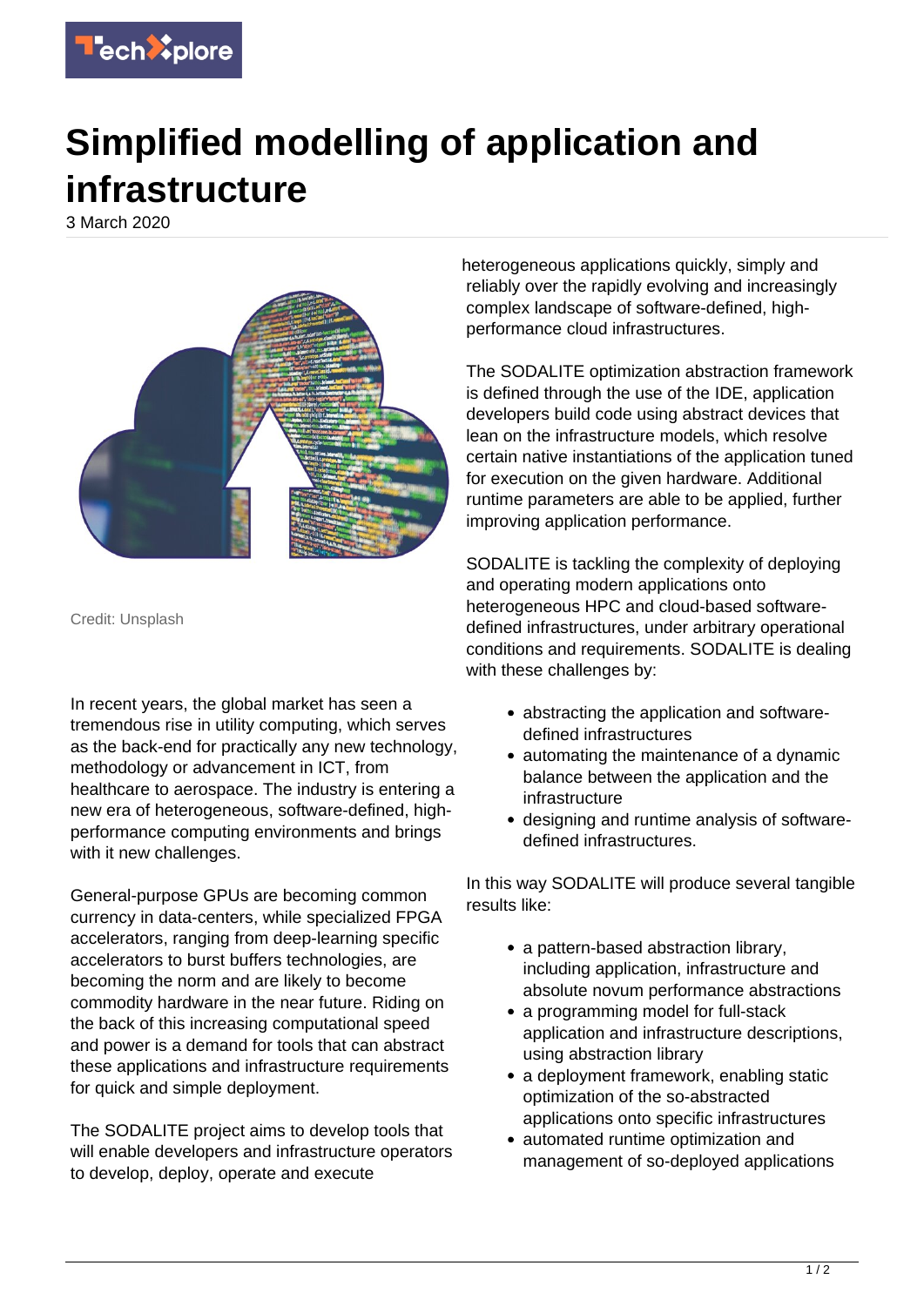# Simplified modelling of application and infrastructure

3 March 2020

Credit: Unsplash

In recent years, the global market has seen a tremendous rise in utility computing, which serves as the back-end for practically any new technology, methodology or advancement in ICT, from healthcare to aerospace. The industry is entering a new era of heterogeneous, software-defined, high-performance computing environments and brings with it new challenges.

General-purpose GPUs are becoming common currency in data-centers, while specialized FPGA accelerators, ranging from deep-learning specific accelerators to burst buffers technologies, are becoming the norm and are likely to become commodity hardware in the near future. Riding on the back of this increasing computational speed and power is a demand for tools that can abstract these applications and infrastructure requirements for quick and simple deployment.

The SODALITE project aims to develop tools that will enable developers and infrastructure operators to develop, deploy, operate and execute heterogeneous applications quickly, simply and reliably over the rapidly evolving and increasingly complex landscape of software-defined, high-performance cloud infrastructures.

The SODALITE optimization abstraction framework is defined through the use of the IDE, application developers build code using abstract devices that lean on the infrastructure models, which resolve certain native instantiations of the application tuned for execution on the given hardware. Additional runtime parameters are able to be applied, further improving application performance.

SODALITE is tackling the complexity of deploying and operating modern applications onto heterogeneous HPC and cloud-based software-defined infrastructures, under arbitrary operational conditions and requirements. SODALITE is dealing with these challenges by:

- abstracting the application and software-defined infrastructures
- automating the maintenance of a dynamic balance between the application and the infrastructure
- designing and runtime analysis of software-defined infrastructures.

In this way SODALITE will produce several tangible results like:

- a pattern-based abstraction library, including application, infrastructure and absolute novum performance abstractions
- a programming model for full-stack application and infrastructure descriptions, using abstraction library
- a deployment framework, enabling static optimization of the so-abstracted applications onto specific infrastructures
- automated runtime optimization and management of so-deployed applications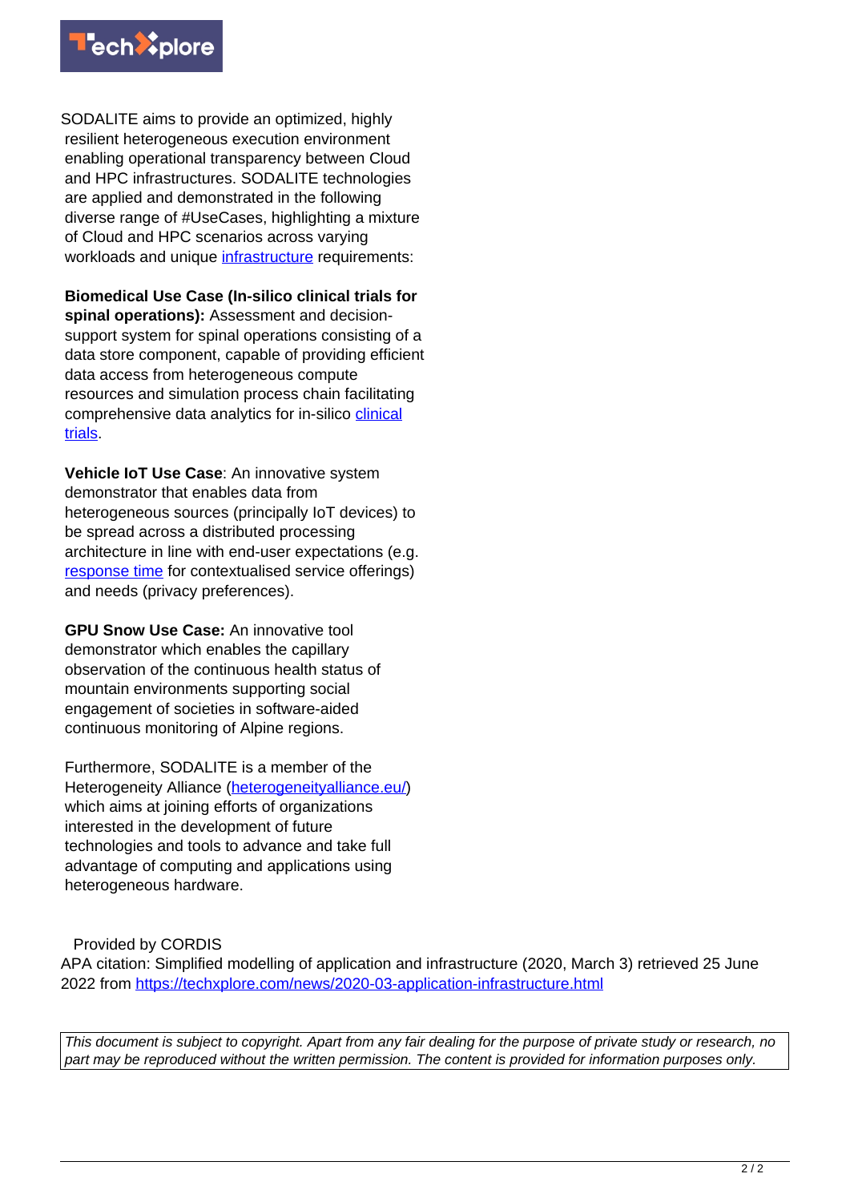SODALITE aims to provide an optimized, highly resilient heterogeneous execution environment enabling operational transparency between Cloud and HPC infrastructures. SODALITE technologies are applied and demonstrated in the following diverse range of #UseCases, highlighting a mixture of Cloud and HPC scenarios across varying workloads and unique infrastructure requirements:

**Biomedical Use Case (In-silico clinical trials for spinal operations):** Assessment and decision-support system for spinal operations consisting of a data store component, capable of providing efficient data access from heterogeneous compute resources and simulation process chain facilitating comprehensive data analytics for in-silico clinical trials.

**Vehicle IoT Use Case**: An innovative system demonstrator that enables data from heterogeneous sources (principally IoT devices) to be spread across a distributed processing architecture in line with end-user expectations (e.g. response time for contextualised service offerings) and needs (privacy preferences).

**GPU Snow Use Case:** An innovative tool demonstrator which enables the capillary observation of the continuous health status of mountain environments supporting social engagement of societies in software-aided continuous monitoring of Alpine regions.

Furthermore, SODALITE is a member of the Heterogeneity Alliance (heterogeneityalliance.eu/) which aims at joining efforts of organizations interested in the development of future technologies and tools to advance and take full advantage of computing and applications using heterogeneous hardware.

Provided by CORDIS

APA citation: Simplified modelling of application and infrastructure (2020, March 3) retrieved 25 June 2022 from https://techxplore.com/news/2020-03-application-infrastructure.html

*This document is subject to copyright. Apart from any fair dealing for the purpose of private study or research, no part may be reproduced without the written permission. The content is provided for information purposes only.*